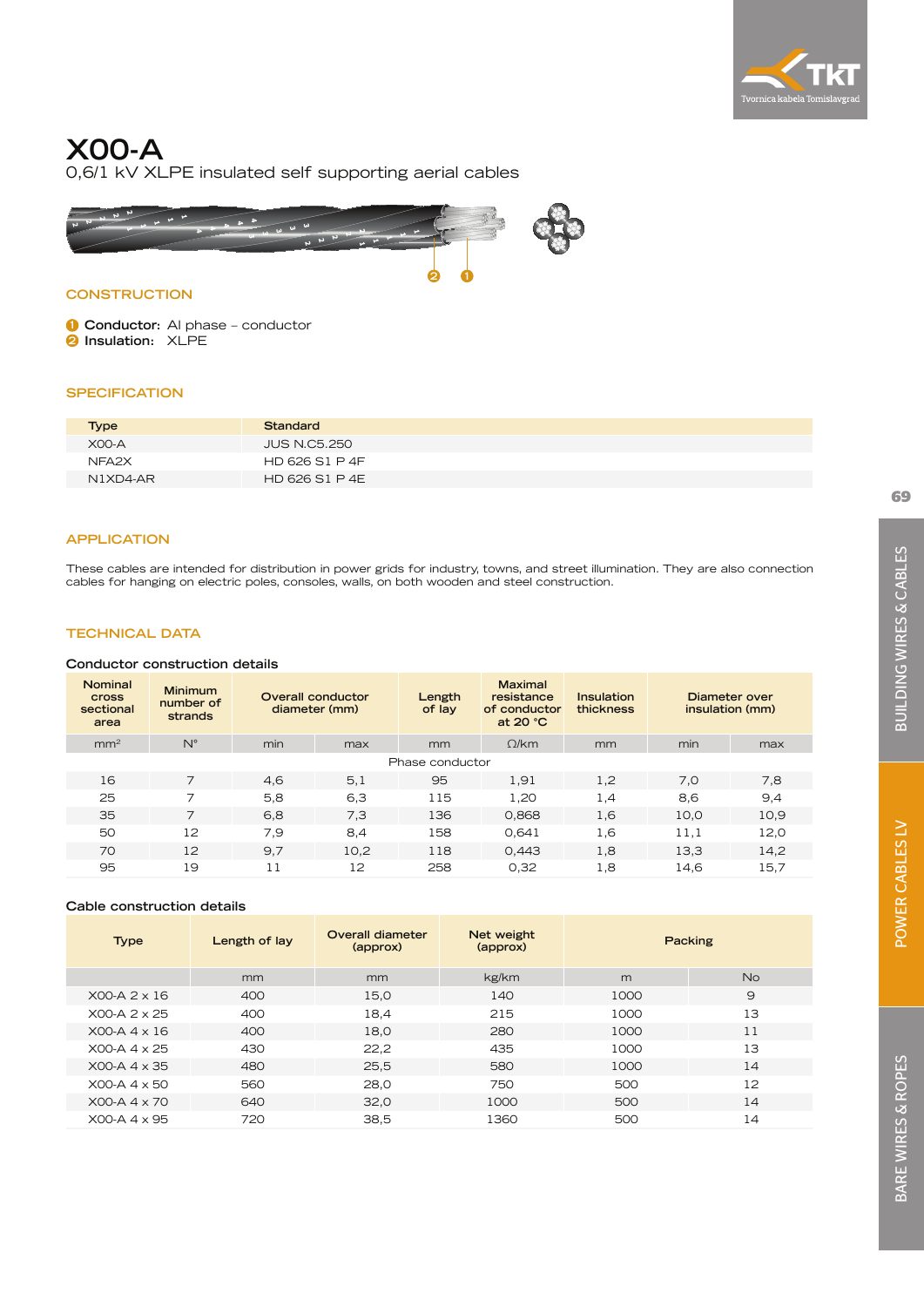# X00-A

0,6/1 kV XLPE insulated self supporting aerial cables

## CONSTRUCTION

1. **Conductor:** Al phase – conductor
2. **Insulation:** XLPE

## SPECIFICATION

| Type | Standard |
|---|---|
| X00-A | JUS N.C5.250 |
| NFA2X | HD 626 S1 P 4F |
| N1XD4-AR | HD 626 S1 P 4E |

## APPLICATION

These cables are intended for distribution in power grids for industry, towns, and street illumination. They are also connection cables for hanging on electric poles, consoles, walls, on both wooden and steel construction.

## TECHNICAL DATA

### Conductor construction details

| Nominal cross sectional area | Minimum number of strands | Overall conductor diameter (mm) | | Length of lay | Maximal resistance of conductor at 20 °C | Insulation thickness | Diameter over insulation (mm) | |
|---|---|---|---|---|---|---|---|---|
| mm² | N° | min | max | mm | Ω/km | mm | min | max |
| Phase conductor | | | | | | | | |
| 16 | 7 | 4,6 | 5,1 | 95 | 1,91 | 1,2 | 7,0 | 7,8 |
| 25 | 7 | 5,8 | 6,3 | 115 | 1,20 | 1,4 | 8,6 | 9,4 |
| 35 | 7 | 6,8 | 7,3 | 136 | 0,868 | 1,6 | 10,0 | 10,9 |
| 50 | 12 | 7,9 | 8,4 | 158 | 0,641 | 1,6 | 11,1 | 12,0 |
| 70 | 12 | 9,7 | 10,2 | 118 | 0,443 | 1,8 | 13,3 | 14,2 |
| 95 | 19 | 11 | 12 | 258 | 0,32 | 1,8 | 14,6 | 15,7 |

### Cable construction details

| Type | Length of lay | Overall diameter (approx) | Net weight (approx) | Packing | |
|---|---|---|---|---|---|
| | mm | mm | kg/km | m | No |
| X00-A 2 x 16 | 400 | 15,0 | 140 | 1000 | 9 |
| X00-A 2 x 25 | 400 | 18,4 | 215 | 1000 | 13 |
| X00-A 4 x 16 | 400 | 18,0 | 280 | 1000 | 11 |
| X00-A 4 x 25 | 430 | 22,2 | 435 | 1000 | 13 |
| X00-A 4 x 35 | 480 | 25,5 | 580 | 1000 | 14 |
| X00-A 4 x 50 | 560 | 28,0 | 750 | 500 | 12 |
| X00-A 4 x 70 | 640 | 32,0 | 1000 | 500 | 14 |
| X00-A 4 x 95 | 720 | 38,5 | 1360 | 500 | 14 |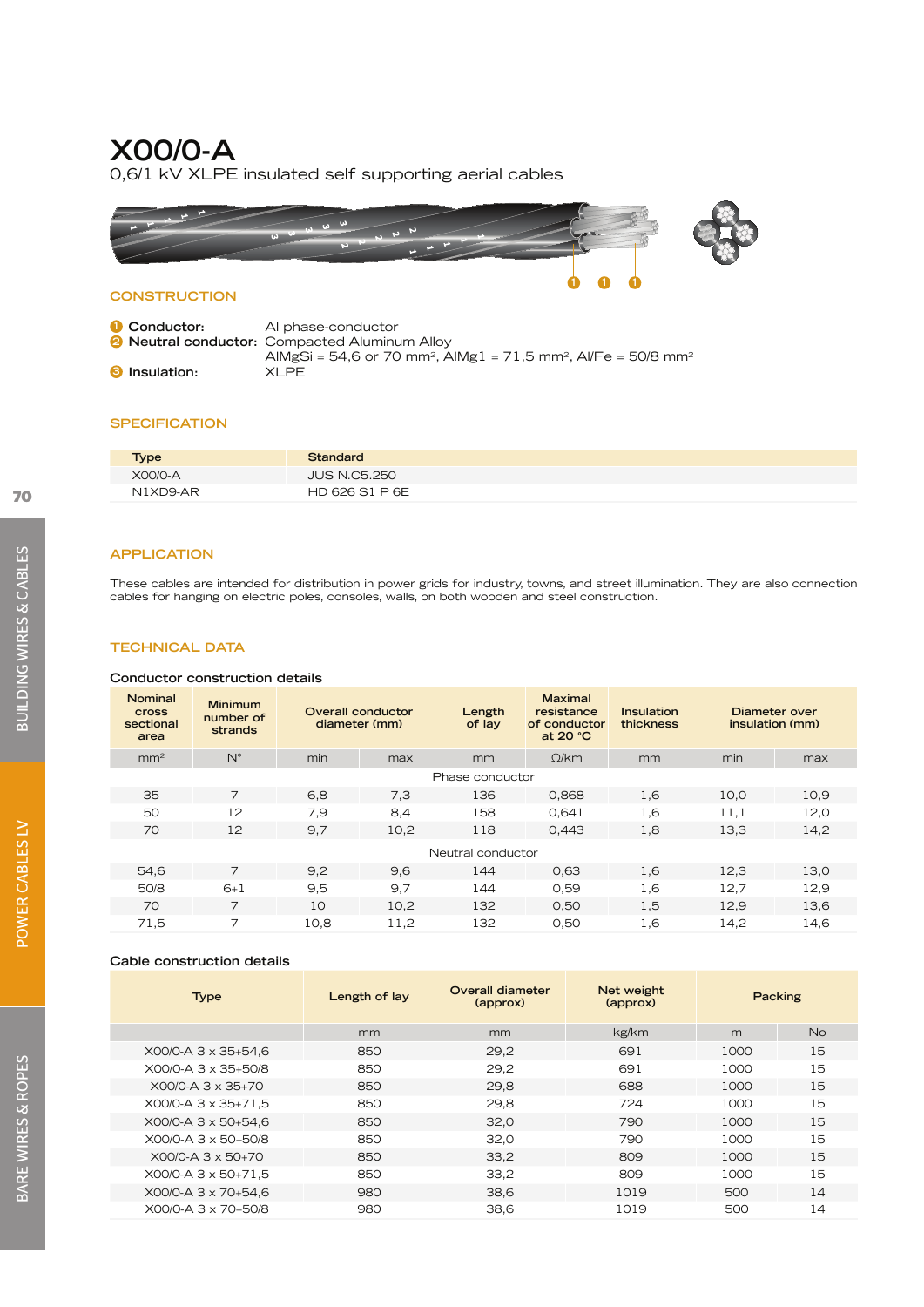# X00/0-A

0,6/1 kV XLPE insulated self supporting aerial cables

## CONSTRUCTION

1. **Conductor:** Al phase-conductor
2. **Neutral conductor:** Compacted Aluminum Alloy
   AlMgSi = 54,6 or 70 mm², AlMg1 = 71,5 mm², Al/Fe = 50/8 mm²
3. **Insulation:** XLPE

## SPECIFICATION

| Type | Standard |
|---|---|
| X00/0-A | JUS N.C5.250 |
| N1XD9-AR | HD 626 S1 P 6E |

## APPLICATION

These cables are intended for distribution in power grids for industry, towns, and street illumination. They are also connection cables for hanging on electric poles, consoles, walls, on both wooden and steel construction.

## TECHNICAL DATA

### Conductor construction details

| Nominal cross sectional area | Minimum number of strands | Overall conductor diameter (mm) | | Length of lay | Maximal resistance of conductor at 20 °C | Insulation thickness | Diameter over insulation (mm) | |
|---|---|---|---|---|---|---|---|---|
| mm² | N° | min | max | mm | Ω/km | mm | min | max |
| | | | | Phase conductor | | | | |
| 35 | 7 | 6,8 | 7,3 | 136 | 0,868 | 1,6 | 10,0 | 10,9 |
| 50 | 12 | 7,9 | 8,4 | 158 | 0,641 | 1,6 | 11,1 | 12,0 |
| 70 | 12 | 9,7 | 10,2 | 118 | 0,443 | 1,8 | 13,3 | 14,2 |
| | | | | Neutral conductor | | | | |
| 54,6 | 7 | 9,2 | 9,6 | 144 | 0,63 | 1,6 | 12,3 | 13,0 |
| 50/8 | 6+1 | 9,5 | 9,7 | 144 | 0,59 | 1,6 | 12,7 | 12,9 |
| 70 | 7 | 10 | 10,2 | 132 | 0,50 | 1,5 | 12,9 | 13,6 |
| 71,5 | 7 | 10,8 | 11,2 | 132 | 0,50 | 1,6 | 14,2 | 14,6 |

### Cable construction details

| Type | Length of lay | Overall diameter (approx) | Net weight (approx) | Packing | |
|---|---|---|---|---|---|
| | mm | mm | kg/km | m | No |
| X00/0-A 3 x 35+54,6 | 850 | 29,2 | 691 | 1000 | 15 |
| X00/0-A 3 x 35+50/8 | 850 | 29,2 | 691 | 1000 | 15 |
| X00/0-A 3 x 35+70 | 850 | 29,8 | 688 | 1000 | 15 |
| X00/0-A 3 x 35+71,5 | 850 | 29,8 | 724 | 1000 | 15 |
| X00/0-A 3 x 50+54,6 | 850 | 32,0 | 790 | 1000 | 15 |
| X00/0-A 3 x 50+50/8 | 850 | 32,0 | 790 | 1000 | 15 |
| X00/0-A 3 x 50+70 | 850 | 33,2 | 809 | 1000 | 15 |
| X00/0-A 3 x 50+71,5 | 850 | 33,2 | 809 | 1000 | 15 |
| X00/0-A 3 x 70+54,6 | 980 | 38,6 | 1019 | 500 | 14 |
| X00/0-A 3 x 70+50/8 | 980 | 38,6 | 1019 | 500 | 14 |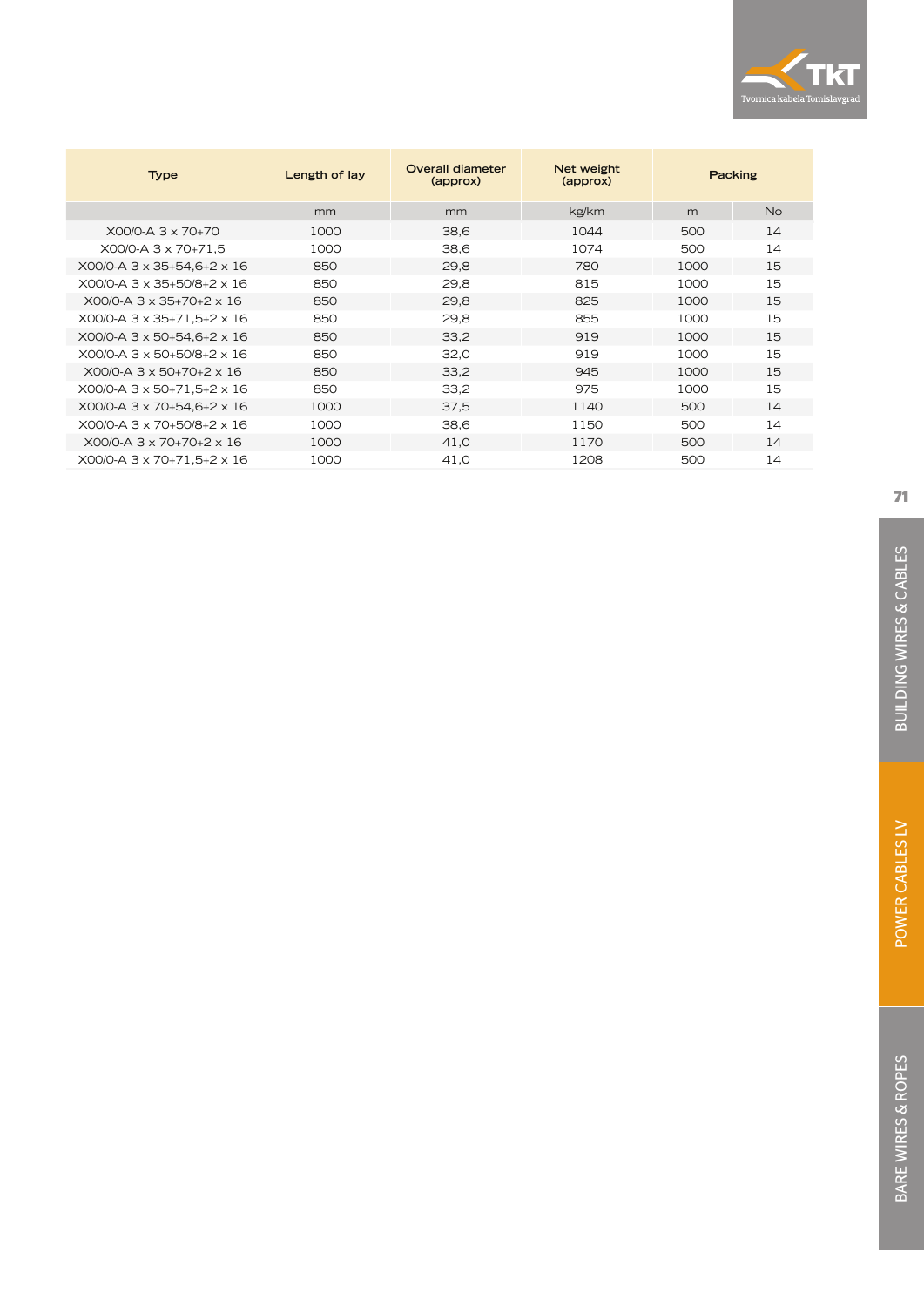| Type | Length of lay | Overall diameter (approx) | Net weight (approx) | Packing | |
|---|---|---|---|---|---|
| | mm | mm | kg/km | m | No |
| X00/0-A 3 x 70+70 | 1000 | 38,6 | 1044 | 500 | 14 |
| X00/0-A 3 x 70+71,5 | 1000 | 38,6 | 1074 | 500 | 14 |
| X00/0-A 3 x 35+54,6+2 x 16 | 850 | 29,8 | 780 | 1000 | 15 |
| X00/0-A 3 x 35+50/8+2 x 16 | 850 | 29,8 | 815 | 1000 | 15 |
| X00/0-A 3 x 35+70+2 x 16 | 850 | 29,8 | 825 | 1000 | 15 |
| X00/0-A 3 x 35+71,5+2 x 16 | 850 | 29,8 | 855 | 1000 | 15 |
| X00/0-A 3 x 50+54,6+2 x 16 | 850 | 33,2 | 919 | 1000 | 15 |
| X00/0-A 3 x 50+50/8+2 x 16 | 850 | 32,0 | 919 | 1000 | 15 |
| X00/0-A 3 x 50+70+2 x 16 | 850 | 33,2 | 945 | 1000 | 15 |
| X00/0-A 3 x 50+71,5+2 x 16 | 850 | 33,2 | 975 | 1000 | 15 |
| X00/0-A 3 x 70+54,6+2 x 16 | 1000 | 37,5 | 1140 | 500 | 14 |
| X00/0-A 3 x 70+50/8+2 x 16 | 1000 | 38,6 | 1150 | 500 | 14 |
| X00/0-A 3 x 70+70+2 x 16 | 1000 | 41,0 | 1170 | 500 | 14 |
| X00/0-A 3 x 70+71,5+2 x 16 | 1000 | 41,0 | 1208 | 500 | 14 |